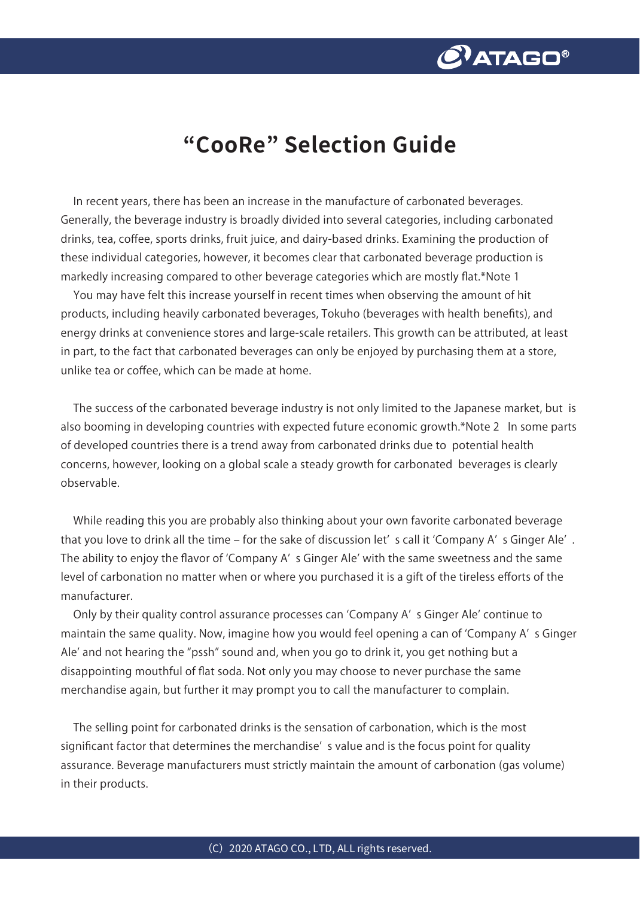# “CooRe” Selection Guide

In recent years, there has been an increase in the manufacture of carbonated beverages. Generally, the beverage industry is broadly divided into several categories, including carbonated drinks, tea, coffee, sports drinks, fruit juice, and dairy-based drinks. Examining the production of these individual categories, however, it becomes clear that carbonated beverage production is markedly increasing compared to other beverage categories which are mostly flat.*Note 1

You may have felt this increase yourself in recent times when observing the amount of hit products, including heavily carbonated beverages, Tokuho (beverages with health benefits), and energy drinks at convenience stores and large-scale retailers. This growth can be attributed, at least in part, to the fact that carbonated beverages can only be enjoyed by purchasing them at a store, unlike tea or coffee, which can be made at home.

The success of the carbonated beverage industry is not only limited to the Japanese market, but is also booming in developing countries with expected future economic growth.*Note 2 In some parts of developed countries there is a trend away from carbonated drinks due to potential health concerns, however, looking on a global scale a steady growth for carbonated beverages is clearly observable.

While reading this you are probably also thinking about your own favorite carbonated beverage that you love to drink all the time – for the sake of discussion let’s call it ‘Company A’s Ginger Ale’. The ability to enjoy the flavor of ‘Company A’s Ginger Ale’ with the same sweetness and the same level of carbonation no matter when or where you purchased it is a gift of the tireless efforts of the manufacturer.

Only by their quality control assurance processes can ‘Company A’s Ginger Ale’ continue to maintain the same quality. Now, imagine how you would feel opening a can of ‘Company A’s Ginger Ale’ and not hearing the “pssh” sound and, when you go to drink it, you get nothing but a disappointing mouthful of flat soda. Not only you may choose to never purchase the same merchandise again, but further it may prompt you to call the manufacturer to complain.

The selling point for carbonated drinks is the sensation of carbonation, which is the most significant factor that determines the merchandise’s value and is the focus point for quality assurance. Beverage manufacturers must strictly maintain the amount of carbonation (gas volume) in their products.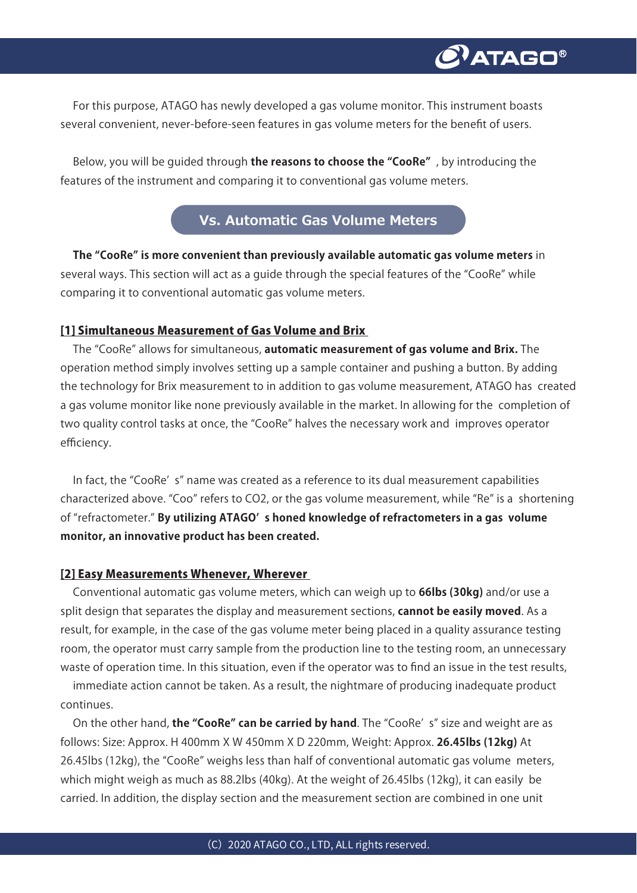For this purpose, ATAGO has newly developed a gas volume monitor. This instrument boasts several convenient, never-before-seen features in gas volume meters for the benefit of users.

Below, you will be guided through **the reasons to choose the "CooRe"** , by introducing the features of the instrument and comparing it to conventional gas volume meters.

## Vs. Automatic Gas Volume Meters

**The "CooRe" is more convenient than previously available automatic gas volume meters** in several ways. This section will act as a guide through the special features of the "CooRe" while comparing it to conventional automatic gas volume meters.

### [1] Simultaneous Measurement of Gas Volume and Brix

The "CooRe" allows for simultaneous, **automatic measurement of gas volume and Brix.** The operation method simply involves setting up a sample container and pushing a button. By adding the technology for Brix measurement to in addition to gas volume measurement, ATAGO has created a gas volume monitor like none previously available in the market. In allowing for the completion of two quality control tasks at once, the "CooRe" halves the necessary work and improves operator efficiency.

In fact, the "CooRe' s" name was created as a reference to its dual measurement capabilities characterized above. "Coo" refers to CO2, or the gas volume measurement, while "Re" is a shortening of "refractometer." **By utilizing ATAGO' s honed knowledge of refractometers in a gas volume monitor, an innovative product has been created.**

### [2] Easy Measurements Whenever, Wherever

Conventional automatic gas volume meters, which can weigh up to **66lbs (30kg)** and/or use a split design that separates the display and measurement sections, **cannot be easily moved**. As a result, for example, in the case of the gas volume meter being placed in a quality assurance testing room, the operator must carry sample from the production line to the testing room, an unnecessary waste of operation time. In this situation, even if the operator was to find an issue in the test results, immediate action cannot be taken. As a result, the nightmare of producing inadequate product continues.

On the other hand, **the "CooRe" can be carried by hand**. The "CooRe' s" size and weight are as follows: Size: Approx. H 400mm X W 450mm X D 220mm, Weight: Approx. **26.45lbs (12kg)** At 26.45lbs (12kg), the "CooRe" weighs less than half of conventional automatic gas volume meters, which might weigh as much as 88.2lbs (40kg). At the weight of 26.45lbs (12kg), it can easily be carried. In addition, the display section and the measurement section are combined in one unit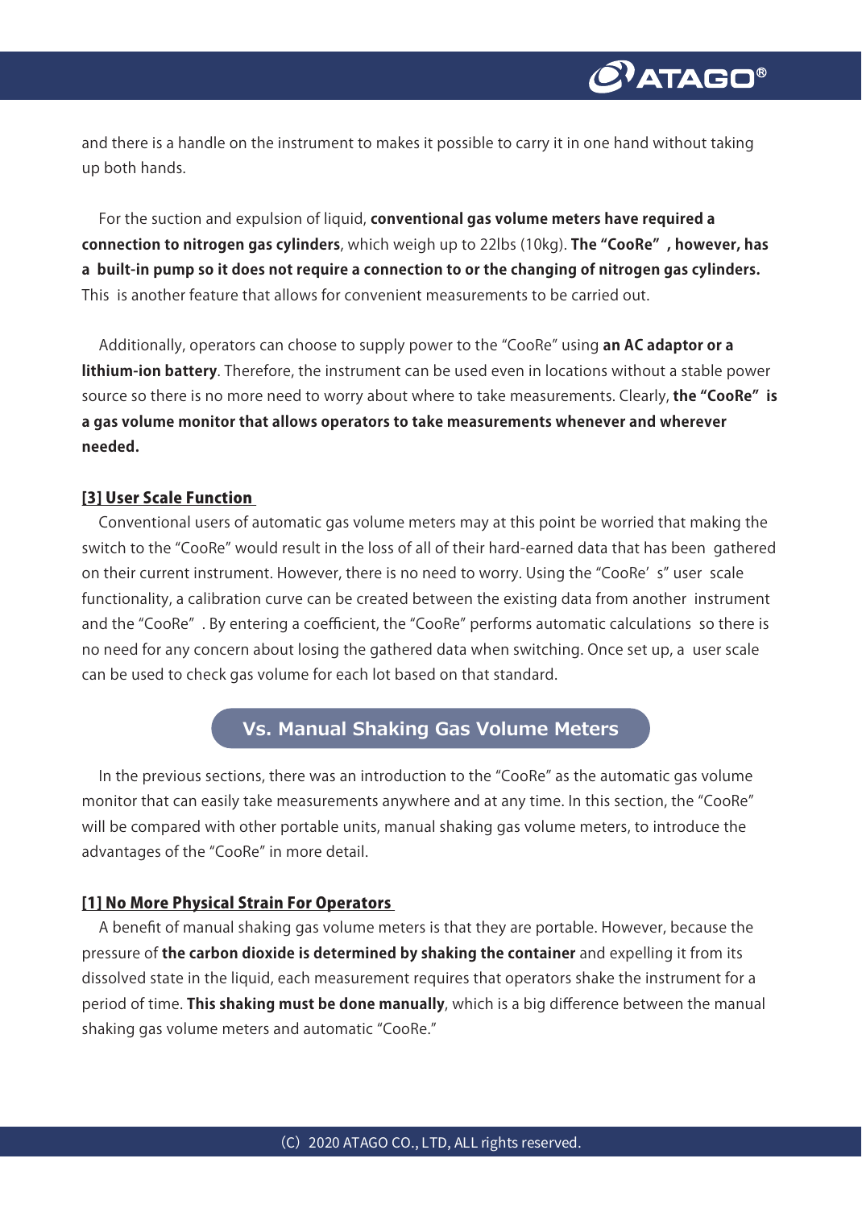and there is a handle on the instrument to makes it possible to carry it in one hand without taking up both hands.

For the suction and expulsion of liquid, **conventional gas volume meters have required a connection to nitrogen gas cylinders**, which weigh up to 22lbs (10kg). **The "CooRe", however, has a built-in pump so it does not require a connection to or the changing of nitrogen gas cylinders.** This is another feature that allows for convenient measurements to be carried out.

Additionally, operators can choose to supply power to the "CooRe" using **an AC adaptor or a lithium-ion battery**. Therefore, the instrument can be used even in locations without a stable power source so there is no more need to worry about where to take measurements. Clearly, **the "CooRe" is a gas volume monitor that allows operators to take measurements whenever and wherever needed.**

### [3] User Scale Function

Conventional users of automatic gas volume meters may at this point be worried that making the switch to the "CooRe" would result in the loss of all of their hard-earned data that has been gathered on their current instrument. However, there is no need to worry. Using the "CooRe's" user scale functionality, a calibration curve can be created between the existing data from another instrument and the "CooRe". By entering a coefficient, the "CooRe" performs automatic calculations so there is no need for any concern about losing the gathered data when switching. Once set up, a user scale can be used to check gas volume for each lot based on that standard.

## Vs. Manual Shaking Gas Volume Meters

In the previous sections, there was an introduction to the "CooRe" as the automatic gas volume monitor that can easily take measurements anywhere and at any time. In this section, the "CooRe" will be compared with other portable units, manual shaking gas volume meters, to introduce the advantages of the "CooRe" in more detail.

### [1] No More Physical Strain For Operators

A benefit of manual shaking gas volume meters is that they are portable. However, because the pressure of **the carbon dioxide is determined by shaking the container** and expelling it from its dissolved state in the liquid, each measurement requires that operators shake the instrument for a period of time. **This shaking must be done manually**, which is a big difference between the manual shaking gas volume meters and automatic "CooRe."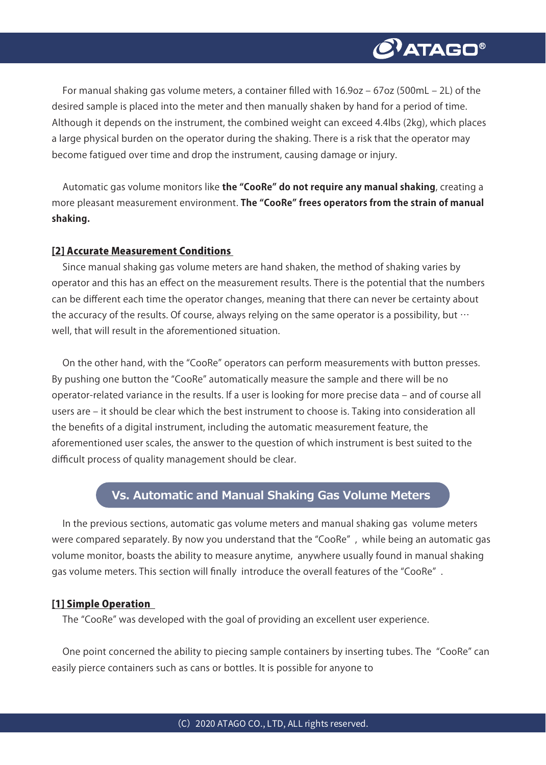For manual shaking gas volume meters, a container filled with 16.9oz – 67oz (500mL – 2L) of the desired sample is placed into the meter and then manually shaken by hand for a period of time. Although it depends on the instrument, the combined weight can exceed 4.4lbs (2kg), which places a large physical burden on the operator during the shaking. There is a risk that the operator may become fatigued over time and drop the instrument, causing damage or injury.

Automatic gas volume monitors like **the "CooRe" do not require any manual shaking**, creating a more pleasant measurement environment. **The "CooRe" frees operators from the strain of manual shaking.**

### [2] Accurate Measurement Conditions

Since manual shaking gas volume meters are hand shaken, the method of shaking varies by operator and this has an effect on the measurement results. There is the potential that the numbers can be different each time the operator changes, meaning that there can never be certainty about the accuracy of the results. Of course, always relying on the same operator is a possibility, but … well, that will result in the aforementioned situation.

On the other hand, with the "CooRe" operators can perform measurements with button presses. By pushing one button the "CooRe" automatically measure the sample and there will be no operator-related variance in the results. If a user is looking for more precise data – and of course all users are – it should be clear which the best instrument to choose is. Taking into consideration all the benefits of a digital instrument, including the automatic measurement feature, the aforementioned user scales, the answer to the question of which instrument is best suited to the difficult process of quality management should be clear.

## Vs. Automatic and Manual Shaking Gas Volume Meters

In the previous sections, automatic gas volume meters and manual shaking gas volume meters were compared separately. By now you understand that the "CooRe", while being an automatic gas volume monitor, boasts the ability to measure anytime, anywhere usually found in manual shaking gas volume meters. This section will finally introduce the overall features of the "CooRe".

### [1] Simple Operation

The "CooRe" was developed with the goal of providing an excellent user experience.

One point concerned the ability to piecing sample containers by inserting tubes. The "CooRe" can easily pierce containers such as cans or bottles. It is possible for anyone to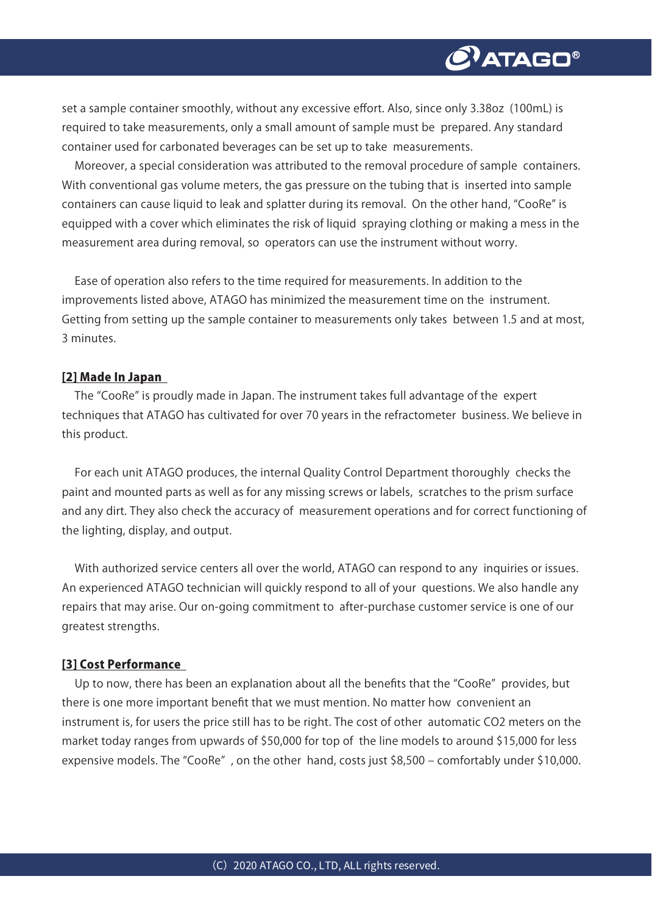set a sample container smoothly, without any excessive effort. Also, since only 3.38oz (100mL) is required to take measurements, only a small amount of sample must be prepared. Any standard container used for carbonated beverages can be set up to take measurements.

Moreover, a special consideration was attributed to the removal procedure of sample containers. With conventional gas volume meters, the gas pressure on the tubing that is inserted into sample containers can cause liquid to leak and splatter during its removal. On the other hand, "CooRe" is equipped with a cover which eliminates the risk of liquid spraying clothing or making a mess in the measurement area during removal, so operators can use the instrument without worry.

Ease of operation also refers to the time required for measurements. In addition to the improvements listed above, ATAGO has minimized the measurement time on the instrument. Getting from setting up the sample container to measurements only takes between 1.5 and at most, 3 minutes.

### [2] Made In Japan

The "CooRe" is proudly made in Japan. The instrument takes full advantage of the expert techniques that ATAGO has cultivated for over 70 years in the refractometer business. We believe in this product.

For each unit ATAGO produces, the internal Quality Control Department thoroughly checks the paint and mounted parts as well as for any missing screws or labels, scratches to the prism surface and any dirt. They also check the accuracy of measurement operations and for correct functioning of the lighting, display, and output.

With authorized service centers all over the world, ATAGO can respond to any inquiries or issues. An experienced ATAGO technician will quickly respond to all of your questions. We also handle any repairs that may arise. Our on-going commitment to after-purchase customer service is one of our greatest strengths.

### [3] Cost Performance

Up to now, there has been an explanation about all the benefits that the "CooRe" provides, but there is one more important benefit that we must mention. No matter how convenient an instrument is, for users the price still has to be right. The cost of other automatic $CO_2$ meters on the market today ranges from upwards of $50,000 for top of the line models to around $15,000 for less expensive models. The "CooRe" , on the other hand, costs just $8,500 – comfortably under $10,000.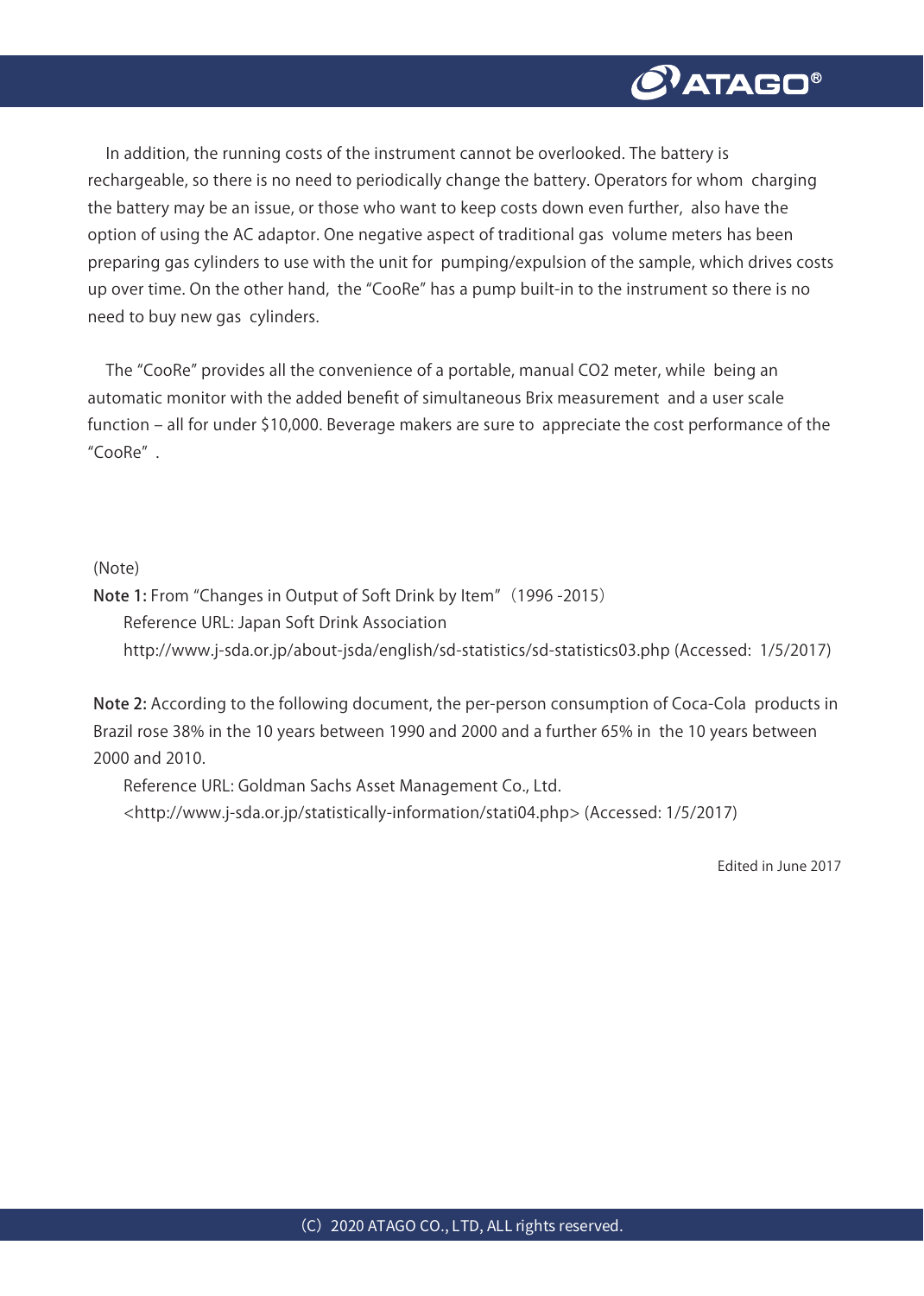In addition, the running costs of the instrument cannot be overlooked. The battery is rechargeable, so there is no need to periodically change the battery. Operators for whom charging the battery may be an issue, or those who want to keep costs down even further, also have the option of using the AC adaptor. One negative aspect of traditional gas volume meters has been preparing gas cylinders to use with the unit for pumping/expulsion of the sample, which drives costs up over time. On the other hand, the "CooRe" has a pump built-in to the instrument so there is no need to buy new gas cylinders.

The "CooRe" provides all the convenience of a portable, manual CO2 meter, while being an automatic monitor with the added benefit of simultaneous Brix measurement and a user scale function – all for under $10,000. Beverage makers are sure to appreciate the cost performance of the "CooRe" .

(Note)

**Note 1:** From "Changes in Output of Soft Drink by Item"（1996 -2015）

Reference URL: Japan Soft Drink Association

http://www.j-sda.or.jp/about-jsda/english/sd-statistics/sd-statistics03.php (Accessed: 1/5/2017)

**Note 2:** According to the following document, the per-person consumption of Coca-Cola products in Brazil rose 38% in the 10 years between 1990 and 2000 and a further 65% in the 10 years between 2000 and 2010.

Reference URL: Goldman Sachs Asset Management Co., Ltd.

<http://www.j-sda.or.jp/statistically-information/stati04.php> (Accessed: 1/5/2017)

Edited in June 2017